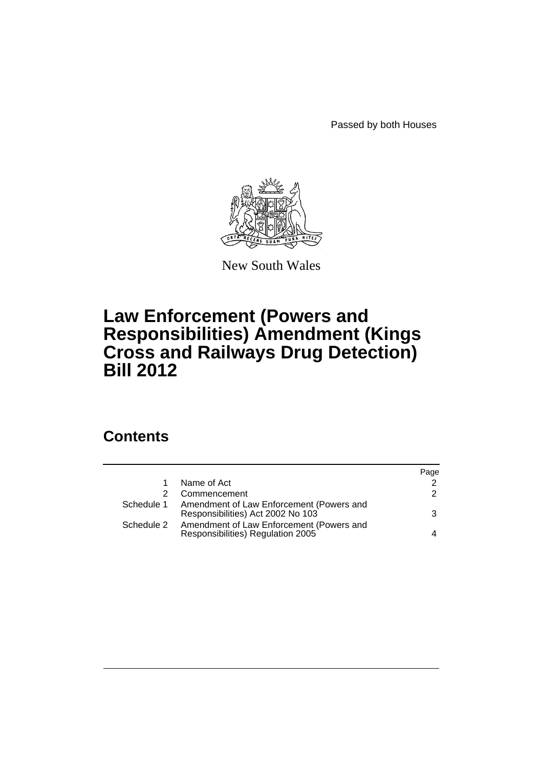Passed by both Houses

New South Wales

# Law Enforcement (Powers and Responsibilities) Amendment (Kings Cross and Railways Drug Detection) Bill 2012

## Contents

| | | Page |
|---|---|---|
| 1 | Name of Act | 2 |
| 2 | Commencement | 2 |
| Schedule 1 | Amendment of Law Enforcement (Powers and Responsibilities) Act 2002 No 103 | 3 |
| Schedule 2 | Amendment of Law Enforcement (Powers and Responsibilities) Regulation 2005 | 4 |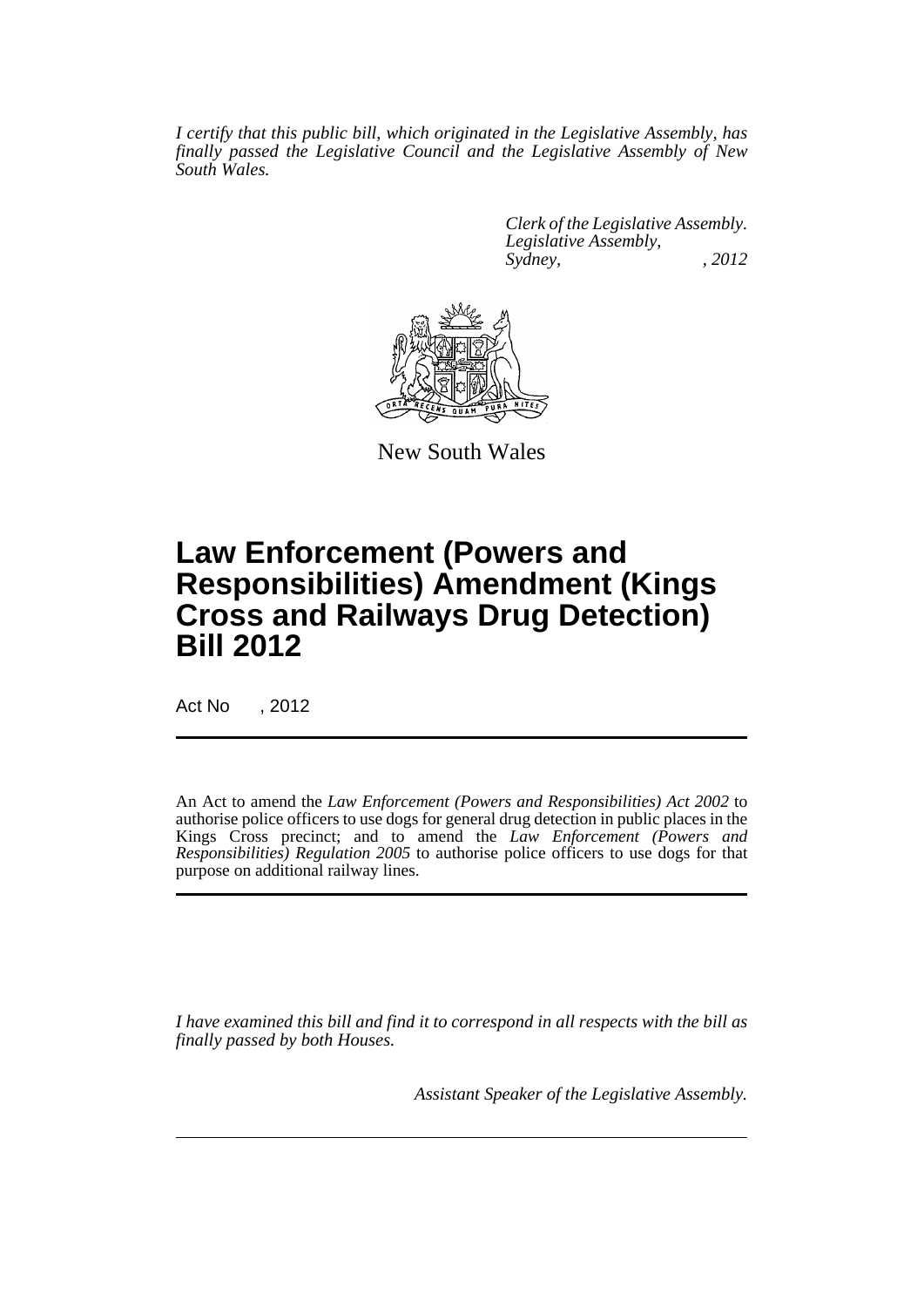*I certify that this public bill, which originated in the Legislative Assembly, has finally passed the Legislative Council and the Legislative Assembly of New South Wales.*

*Clerk of the Legislative Assembly.*
*Legislative Assembly,*
*Sydney, , 2012*

New South Wales

# Law Enforcement (Powers and Responsibilities) Amendment (Kings Cross and Railways Drug Detection) Bill 2012

Act No , 2012

An Act to amend the *Law Enforcement (Powers and Responsibilities) Act 2002* to authorise police officers to use dogs for general drug detection in public places in the Kings Cross precinct; and to amend the *Law Enforcement (Powers and Responsibilities) Regulation 2005* to authorise police officers to use dogs for that purpose on additional railway lines.

*I have examined this bill and find it to correspond in all respects with the bill as finally passed by both Houses.*

*Assistant Speaker of the Legislative Assembly.*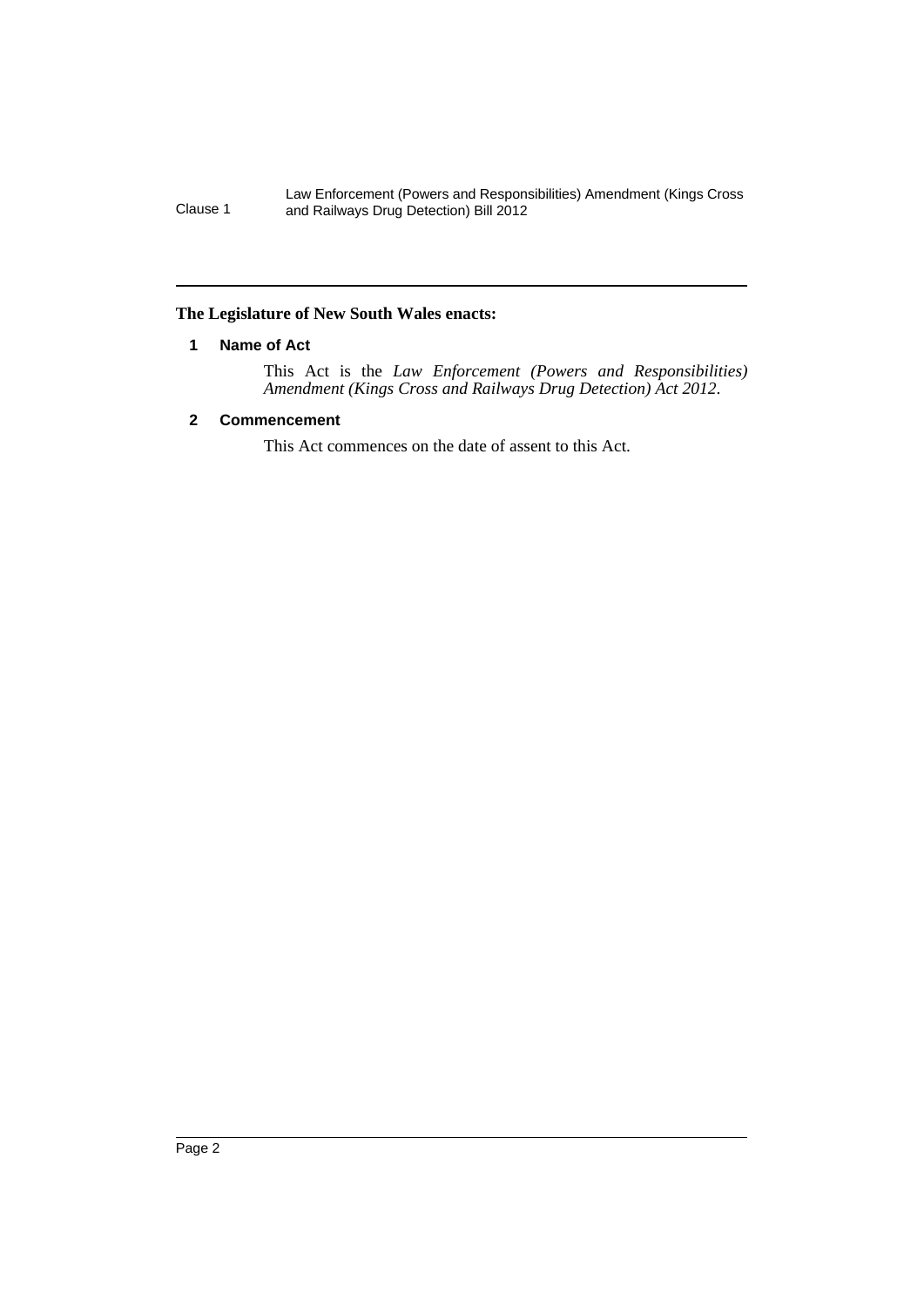**The Legislature of New South Wales enacts:**

### 1 Name of Act

This Act is the *Law Enforcement (Powers and Responsibilities) Amendment (Kings Cross and Railways Drug Detection) Act 2012*.

### 2 Commencement

This Act commences on the date of assent to this Act.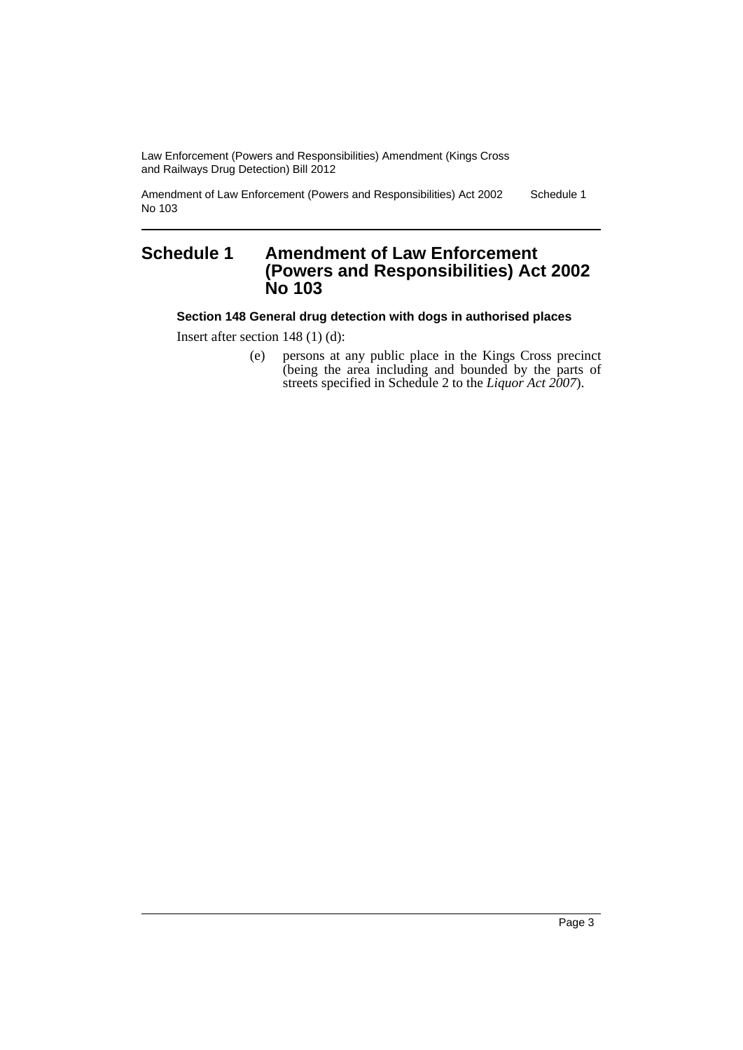# Schedule 1 Amendment of Law Enforcement (Powers and Responsibilities) Act 2002 No 103

### Section 148 General drug detection with dogs in authorised places

Insert after section 148 (1) (d):

(e) persons at any public place in the Kings Cross precinct (being the area including and bounded by the parts of streets specified in Schedule 2 to the *Liquor Act 2007*).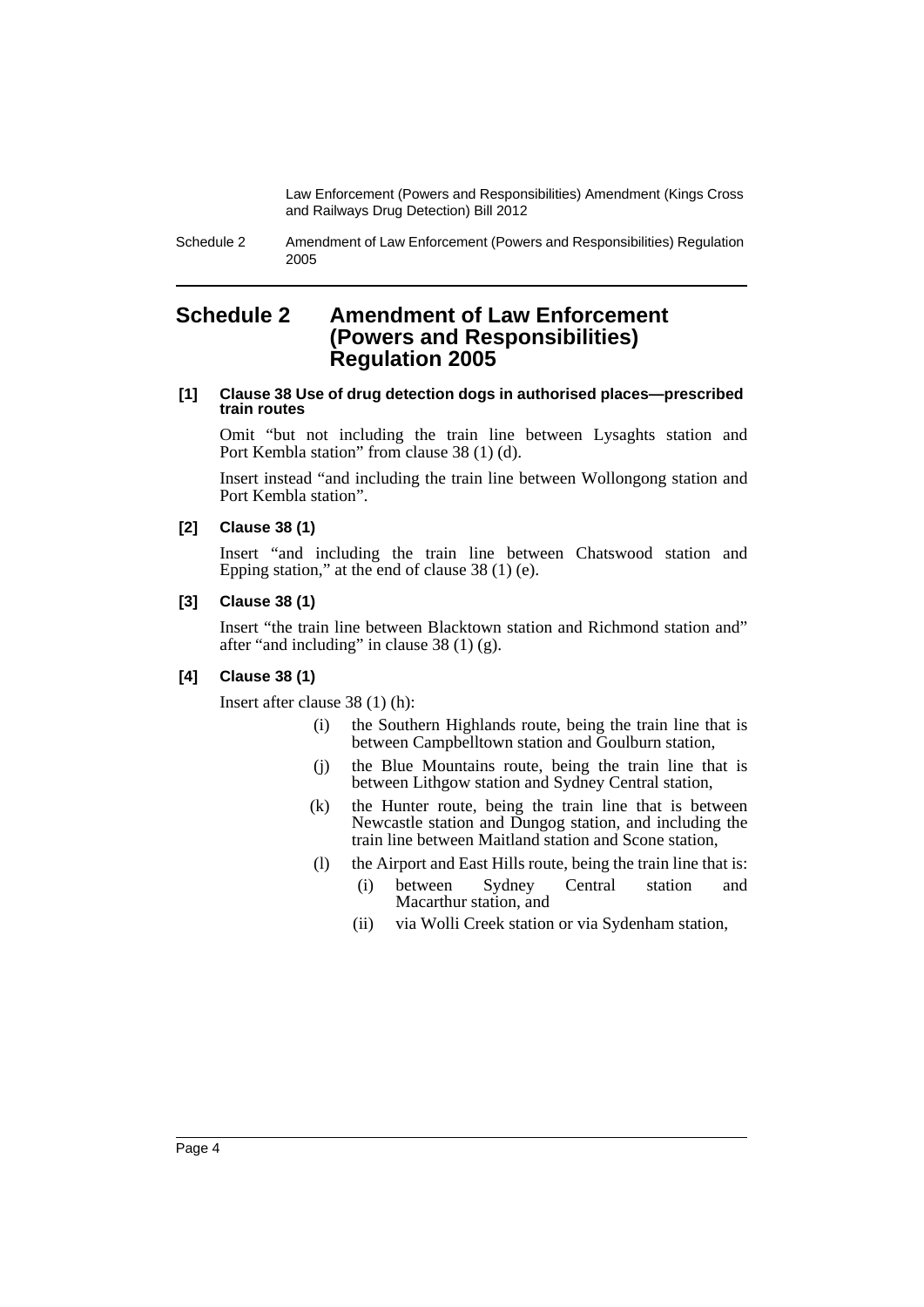# Schedule 2 Amendment of Law Enforcement (Powers and Responsibilities) Regulation 2005

**[1] Clause 38 Use of drug detection dogs in authorised places—prescribed train routes**

Omit "but not including the train line between Lysaghts station and Port Kembla station" from clause 38 (1) (d).

Insert instead "and including the train line between Wollongong station and Port Kembla station".

**[2] Clause 38 (1)**

Insert "and including the train line between Chatswood station and Epping station," at the end of clause 38 (1) (e).

**[3] Clause 38 (1)**

Insert "the train line between Blacktown station and Richmond station and" after "and including" in clause 38 (1) (g).

**[4] Clause 38 (1)**

Insert after clause 38 (1) (h):

- (i) the Southern Highlands route, being the train line that is between Campbelltown station and Goulburn station,
- (j) the Blue Mountains route, being the train line that is between Lithgow station and Sydney Central station,
- (k) the Hunter route, being the train line that is between Newcastle station and Dungog station, and including the train line between Maitland station and Scone station,
- (l) the Airport and East Hills route, being the train line that is:
  - (i) between Sydney Central station and Macarthur station, and
  - (ii) via Wolli Creek station or via Sydenham station,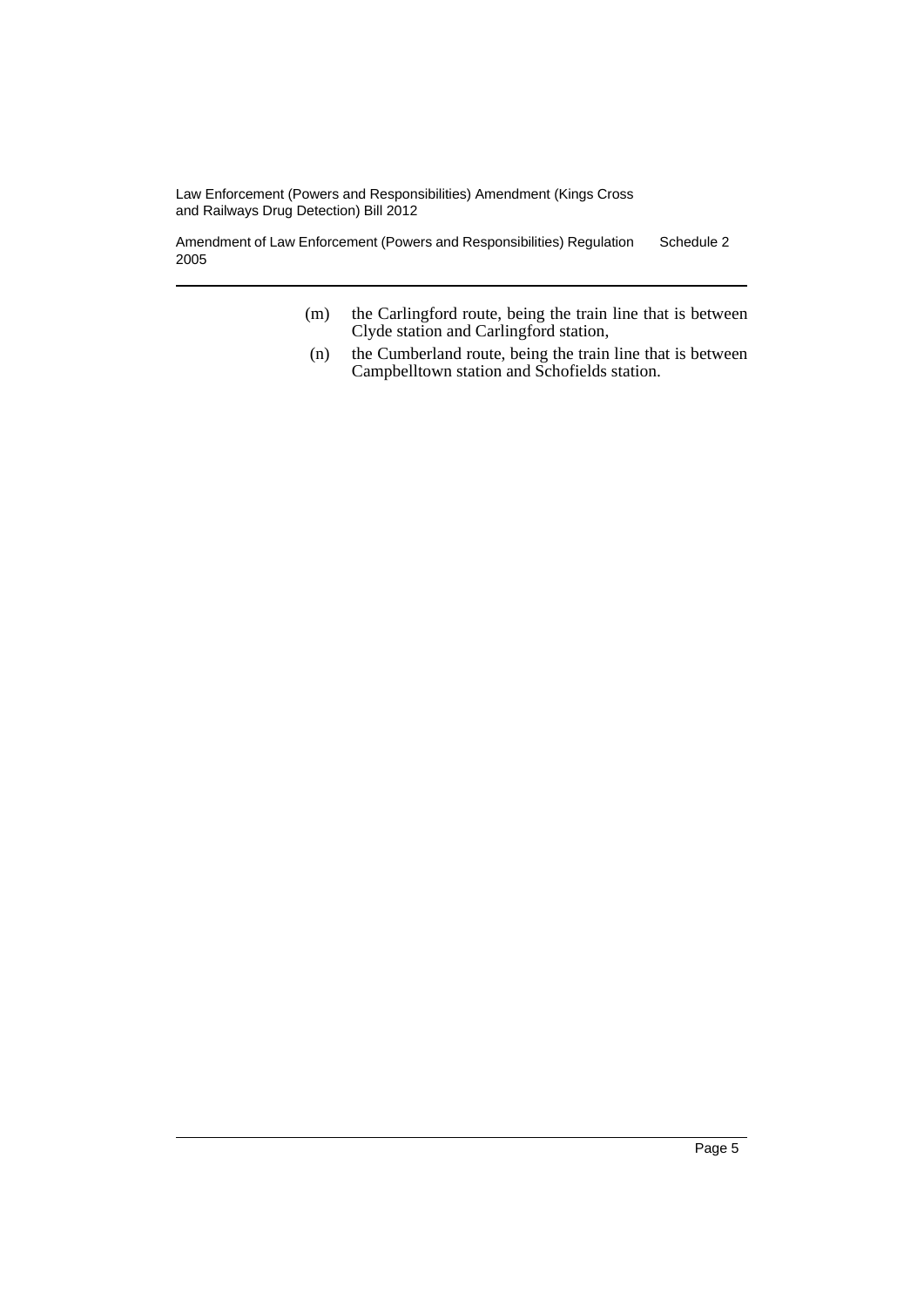(m) the Carlingford route, being the train line that is between Clyde station and Carlingford station,

(n) the Cumberland route, being the train line that is between Campbelltown station and Schofields station.